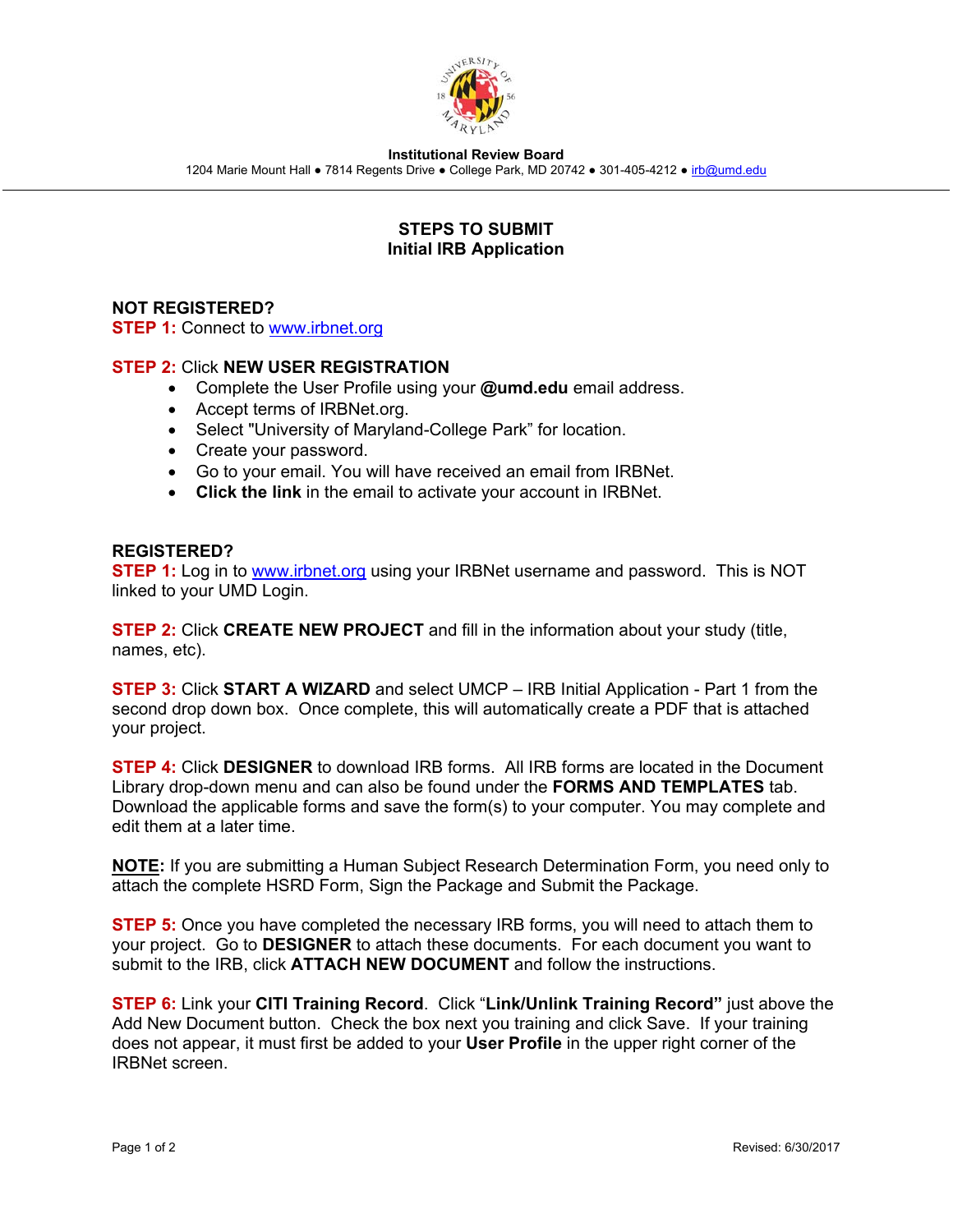**Institutional Review Board**

1204 Marie Mount Hall ● 7814 Regents Drive ● College Park, MD 20742 ● 301-405-4212 ● irb@umd.edu

# STEPS TO SUBMIT
## Initial IRB Application

**NOT REGISTERED?**

**STEP 1:** Connect to www.irbnet.org

**STEP 2:** Click **NEW USER REGISTRATION**

- Complete the User Profile using your **@umd.edu** email address.
- Accept terms of IRBNet.org.
- Select "University of Maryland-College Park" for location.
- Create your password.
- Go to your email. You will have received an email from IRBNet.
- **Click the link** in the email to activate your account in IRBNet.

**REGISTERED?**

**STEP 1:** Log in to www.irbnet.org using your IRBNet username and password. This is NOT linked to your UMD Login.

**STEP 2:** Click **CREATE NEW PROJECT** and fill in the information about your study (title, names, etc).

**STEP 3:** Click **START A WIZARD** and select UMCP – IRB Initial Application - Part 1 from the second drop down box. Once complete, this will automatically create a PDF that is attached your project.

**STEP 4:** Click **DESIGNER** to download IRB forms. All IRB forms are located in the Document Library drop-down menu and can also be found under the **FORMS AND TEMPLATES** tab. Download the applicable forms and save the form(s) to your computer. You may complete and edit them at a later time.

**NOTE:** If you are submitting a Human Subject Research Determination Form, you need only to attach the complete HSRD Form, Sign the Package and Submit the Package.

**STEP 5:** Once you have completed the necessary IRB forms, you will need to attach them to your project. Go to **DESIGNER** to attach these documents. For each document you want to submit to the IRB, click **ATTACH NEW DOCUMENT** and follow the instructions.

**STEP 6:** Link your **CITI Training Record**. Click "**Link/Unlink Training Record"** just above the Add New Document button. Check the box next you training and click Save. If your training does not appear, it must first be added to your **User Profile** in the upper right corner of the IRBNet screen.

Revised: 6/30/2017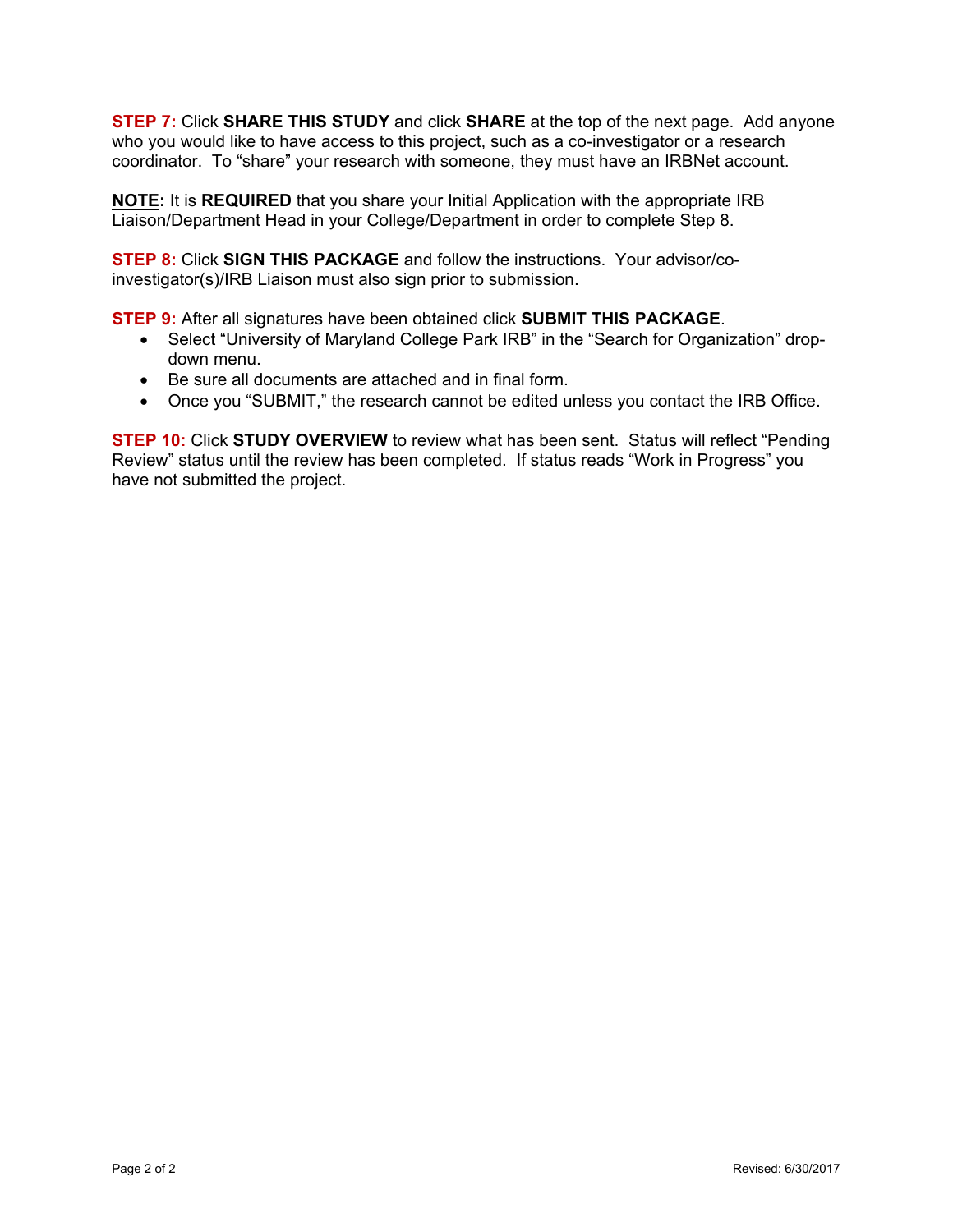**STEP 7:** Click **SHARE THIS STUDY** and click **SHARE** at the top of the next page. Add anyone who you would like to have access to this project, such as a co-investigator or a research coordinator. To "share" your research with someone, they must have an IRBNet account.

**NOTE:** It is **REQUIRED** that you share your Initial Application with the appropriate IRB Liaison/Department Head in your College/Department in order to complete Step 8.

**STEP 8:** Click **SIGN THIS PACKAGE** and follow the instructions. Your advisor/co-investigator(s)/IRB Liaison must also sign prior to submission.

**STEP 9:** After all signatures have been obtained click **SUBMIT THIS PACKAGE**.

- Select "University of Maryland College Park IRB" in the "Search for Organization" drop-down menu.
- Be sure all documents are attached and in final form.
- Once you "SUBMIT," the research cannot be edited unless you contact the IRB Office.

**STEP 10:** Click **STUDY OVERVIEW** to review what has been sent. Status will reflect "Pending Review" status until the review has been completed. If status reads "Work in Progress" you have not submitted the project.

Revised: 6/30/2017